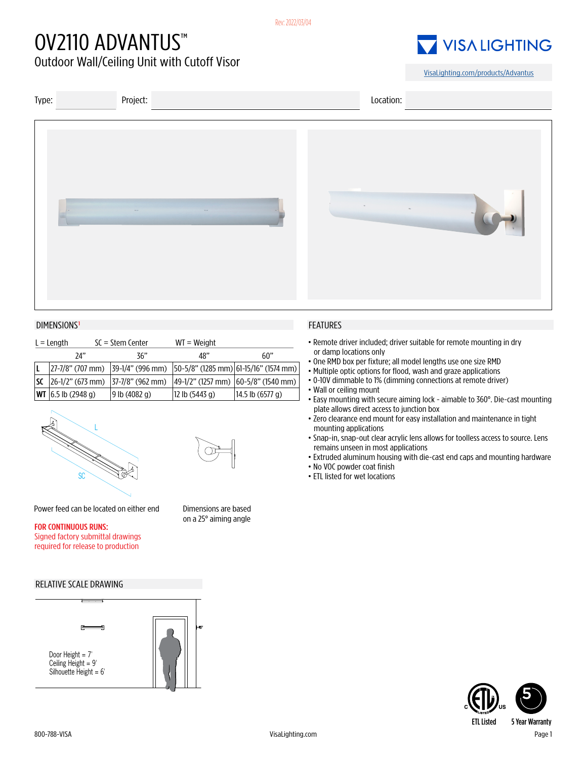Rev: 2022/03/04

# OV2110 ADVANTUS™

## Outdoor Wall/Ceiling Unit with Cutoff Visor

VISA LIGHTING

VisaLighting.com/products/Advantus

Type: Project: Location:

## DIMENSIONS[1]

L = Length SC = Stem Center WT = Weight

| | 24" | 36" | 48" | 60" |
|---|---|---|---|---|
| **L** | 27-7/8" (707 mm) | 39-1/4" (996 mm) | 50-5/8" (1285 mm) | 61-15/16" (1574 mm) |
| **SC** | 26-1/2" (673 mm) | 37-7/8" (962 mm) | 49-1/2" (1257 mm) | 60-5/8" (1540 mm) |
| **WT** | 6.5 lb (2948 g) | 9 lb (4082 g) | 12 lb (5443 g) | 14.5 lb (6577 g) |

L

SC

Power feed can be located on either end

Dimensions are based on a 25° aiming angle

**FOR CONTINUOUS RUNS:**
Signed factory submittal drawings required for release to production

## FEATURES

- Remote driver included; driver suitable for remote mounting in dry or damp locations only
- One RMD box per fixture; all model lengths use one size RMD
- Multiple optic options for flood, wash and graze applications
- 0-10V dimmable to 1% (dimming connections at remote driver)
- Wall or ceiling mount
- Easy mounting with secure aiming lock - aimable to 360°. Die-cast mounting plate allows direct access to junction box
- Zero clearance end mount for easy installation and maintenance in tight mounting applications
- Snap-in, snap-out clear acrylic lens allows for toolless access to source. Lens remains unseen in most applications
- Extruded aluminum housing with die-cast end caps and mounting hardware
- No VOC powder coat finish
- ETL listed for wet locations

## RELATIVE SCALE DRAWING

Door Height = 7'
Ceiling Height = 9'
Silhouette Height = 6'

ETL Listed 5 Year Warranty

800-788-VISA VisaLighting.com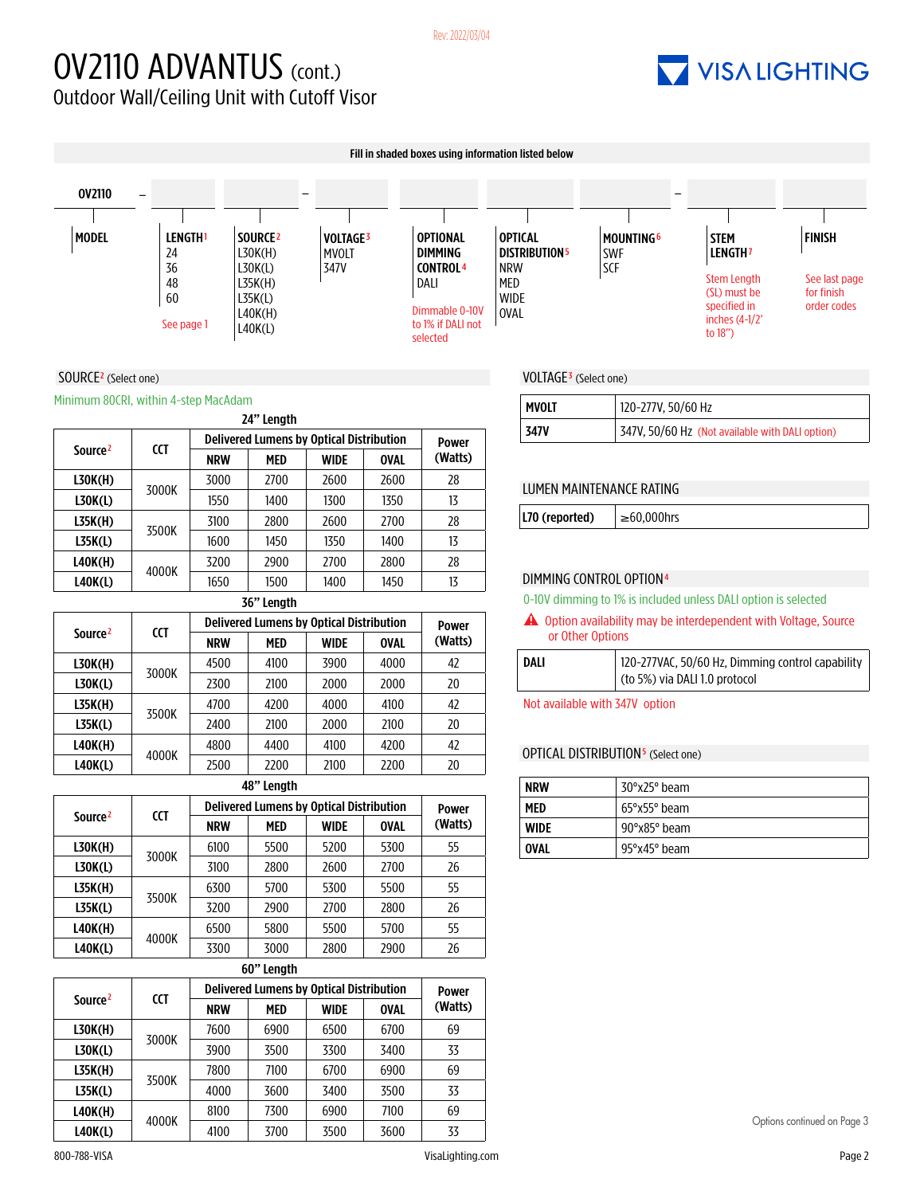Rev: 2022/03/04

# OV2110 ADVANTUS (cont.)

Outdoor Wall/Ceiling Unit with Cutoff Visor

**Fill in shaded boxes using information listed below**

| OV2110 | – | | | – | | | | | – | | |
|---|---|---|---|---|---|---|---|---|---|---|---|
| **MODEL** | | **LENGTH**[1] | **SOURCE**[2] | | **VOLTAGE**[3] | **OPTIONAL DIMMING CONTROL**[4] | **OPTICAL DISTRIBUTION**[5] | **MOUNTING**[6] | | **STEM LENGTH**[7] | **FINISH** |
| | | 24<br>36<br>48<br>60<br>See page 1 | L30K(H)<br>L30K(L)<br>L35K(H)<br>L35K(L)<br>L40K(H)<br>L40K(L) | | MVOLT<br>347V | DALI<br>Dimmable 0-10V to 1% if DALI not selected | NRW<br>MED<br>WIDE<br>OVAL | SWF<br>SCF | | Stem Length (SL) must be specified in inches (4-1/2" to 18") | See last page for finish order codes |

## SOURCE[2] (Select one)

Minimum 80CRI, within 4-step MacAdam

**24" Length**

| Source[2] | CCT | Delivered Lumens by Optical Distribution | | | | Power (Watts) |
|---|---|---|---|---|---|---|
| | | NRW | MED | WIDE | OVAL | |
| L30K(H) | 3000K | 3000 | 2700 | 2600 | 2600 | 28 |
| L30K(L) | | 1550 | 1400 | 1300 | 1350 | 13 |
| L35K(H) | 3500K | 3100 | 2800 | 2600 | 2700 | 28 |
| L35K(L) | | 1600 | 1450 | 1350 | 1400 | 13 |
| L40K(H) | 4000K | 3200 | 2900 | 2700 | 2800 | 28 |
| L40K(L) | | 1650 | 1500 | 1400 | 1450 | 13 |

**36" Length**

| Source[2] | CCT | Delivered Lumens by Optical Distribution | | | | Power (Watts) |
|---|---|---|---|---|---|---|
| | | NRW | MED | WIDE | OVAL | |
| L30K(H) | 3000K | 4500 | 4100 | 3900 | 4000 | 42 |
| L30K(L) | | 2300 | 2100 | 2000 | 2000 | 20 |
| L35K(H) | 3500K | 4700 | 4200 | 4000 | 4100 | 42 |
| L35K(L) | | 2400 | 2100 | 2000 | 2100 | 20 |
| L40K(H) | 4000K | 4800 | 4400 | 4100 | 4200 | 42 |
| L40K(L) | | 2500 | 2200 | 2100 | 2200 | 20 |

**48" Length**

| Source[2] | CCT | Delivered Lumens by Optical Distribution | | | | Power (Watts) |
|---|---|---|---|---|---|---|
| | | NRW | MED | WIDE | OVAL | |
| L30K(H) | 3000K | 6100 | 5500 | 5200 | 5300 | 55 |
| L30K(L) | | 3100 | 2800 | 2600 | 2700 | 26 |
| L35K(H) | 3500K | 6300 | 5700 | 5300 | 5500 | 55 |
| L35K(L) | | 3200 | 2900 | 2700 | 2800 | 26 |
| L40K(H) | 4000K | 6500 | 5800 | 5500 | 5700 | 55 |
| L40K(L) | | 3300 | 3000 | 2800 | 2900 | 26 |

**60" Length**

| Source[2] | CCT | Delivered Lumens by Optical Distribution | | | | Power (Watts) |
|---|---|---|---|---|---|---|
| | | NRW | MED | WIDE | OVAL | |
| L30K(H) | 3000K | 7600 | 6900 | 6500 | 6700 | 69 |
| L30K(L) | | 3900 | 3500 | 3300 | 3400 | 33 |
| L35K(H) | 3500K | 7800 | 7100 | 6700 | 6900 | 69 |
| L35K(L) | | 4000 | 3600 | 3400 | 3500 | 33 |
| L40K(H) | 4000K | 8100 | 7300 | 6900 | 7100 | 69 |
| L40K(L) | | 4100 | 3700 | 3500 | 3600 | 33 |

## VOLTAGE[3] (Select one)

| | |
|---|---|
| **MVOLT** | 120-277V, 50/60 Hz |
| **347V** | 347V, 50/60 Hz (Not available with DALI option) |

## LUMEN MAINTENANCE RATING

| | |
|---|---|
| **L70 (reported)** | ≥60,000hrs |

## DIMMING CONTROL OPTION[4]

0-10V dimming to 1% is included unless DALI option is selected

⚠ Option availability may be interdependent with Voltage, Source or Other Options

| | |
|---|---|
| **DALI** | 120-277VAC, 50/60 Hz, Dimming control capability (to 5%) via DALI 1.0 protocol |

Not available with 347V option

## OPTICAL DISTRIBUTION[5] (Select one)

| | |
|---|---|
| **NRW** | 30°x25° beam |
| **MED** | 65°x55° beam |
| **WIDE** | 90°x85° beam |
| **OVAL** | 95°x45° beam |

Options continued on Page 3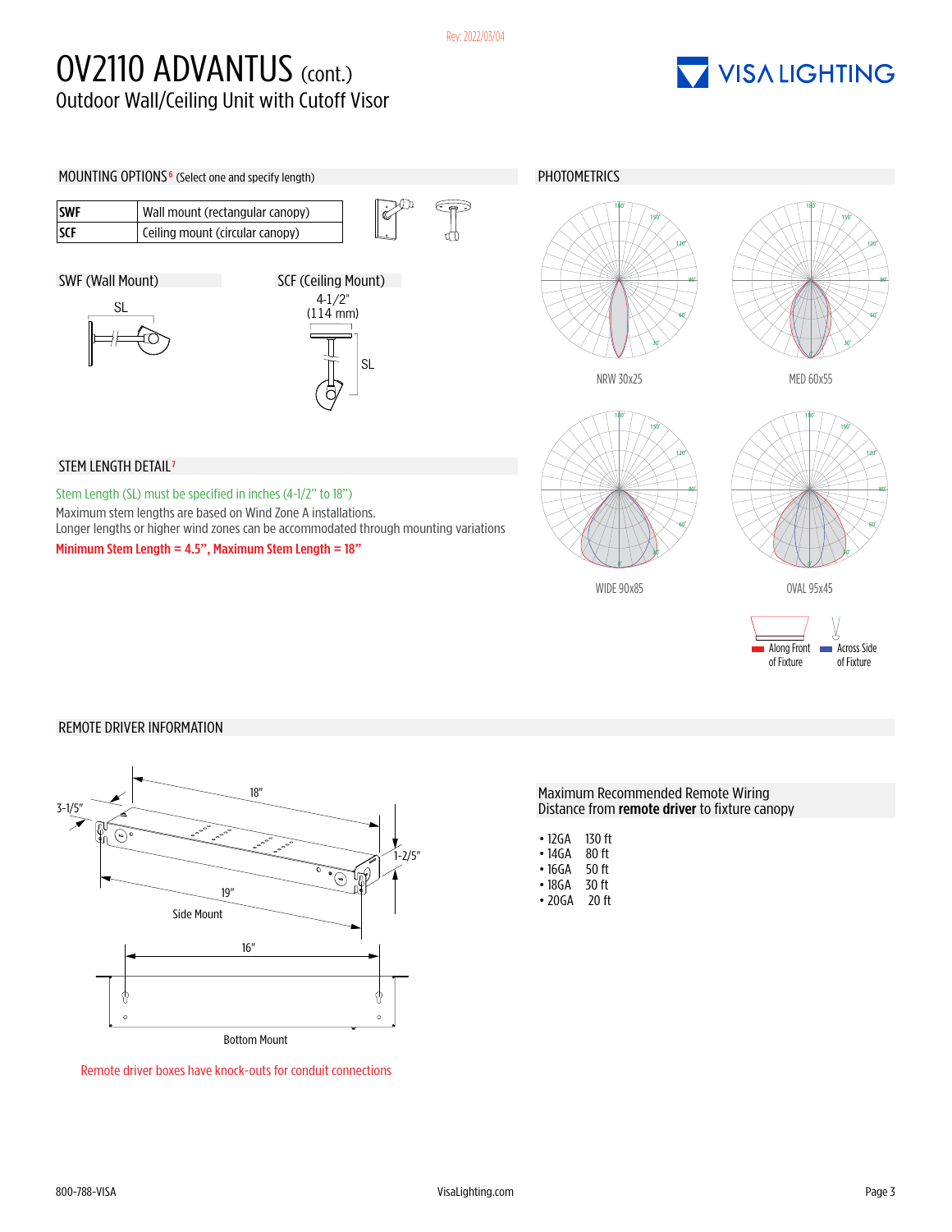Rev: 2022/03/04

# OV2110 ADVANTUS (cont.)

Outdoor Wall/Ceiling Unit with Cutoff Visor

VISA LIGHTING

## MOUNTING OPTIONS[6] (Select one and specify length)

| | |
|---|---|
| **SWF** | Wall mount (rectangular canopy) |
| **SCF** | Ceiling mount (circular canopy) |

SWF (Wall Mount)

SL

SCF (Ceiling Mount)

4-1/2" (114 mm)

SL

## STEM LENGTH DETAIL[7]

Stem Length (SL) must be specified in inches (4-1/2" to 18")

Maximum stem lengths are based on Wind Zone A installations.
Longer lengths or higher wind zones can be accommodated through mounting variations

**Minimum Stem Length = 4.5", Maximum Stem Length = 18"**

## PHOTOMETRICS

NRW 30x25

MED 60x55

WIDE 90x85

OVAL 95x45

Along Front of Fixture

Across Side of Fixture

## REMOTE DRIVER INFORMATION

18"

3-1/5"

1-2/5"

19"

Side Mount

16"

Bottom Mount

Remote driver boxes have knock-outs for conduit connections

### Maximum Recommended Remote Wiring Distance from **remote driver** to fixture canopy

- 12GA 130 ft
- 14GA 80 ft
- 16GA 50 ft
- 18GA 30 ft
- 20GA 20 ft

800-788-VISA

VisaLighting.com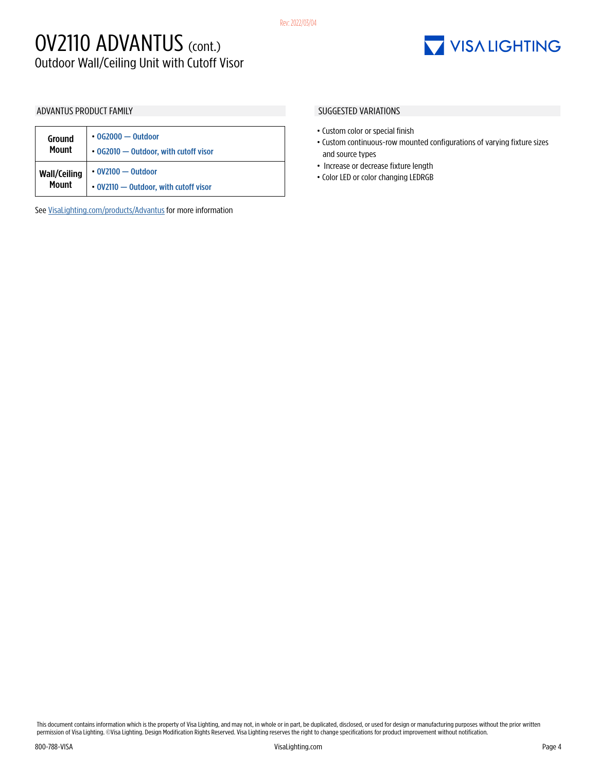# OV2110 ADVANTUS (cont.)

Outdoor Wall/Ceiling Unit with Cutoff Visor

## ADVANTUS PRODUCT FAMILY

| | |
|---|---|
| **Ground Mount** | • **OG2000 — Outdoor**<br>• **OG2010 — Outdoor, with cutoff visor** |
| **Wall/Ceiling Mount** | • **OV2100 — Outdoor**<br>• **OV2110 — Outdoor, with cutoff visor** |

See VisaLighting.com/products/Advantus for more information

## SUGGESTED VARIATIONS

- Custom color or special finish
- Custom continuous-row mounted configurations of varying fixture sizes and source types
- Increase or decrease fixture length
- Color LED or color changing LEDRGB

This document contains information which is the property of Visa Lighting, and may not, in whole or in part, be duplicated, disclosed, or used for design or manufacturing purposes without the prior written permission of Visa Lighting. ©Visa Lighting. Design Modification Rights Reserved. Visa Lighting reserves the right to change specifications for product improvement without notification.